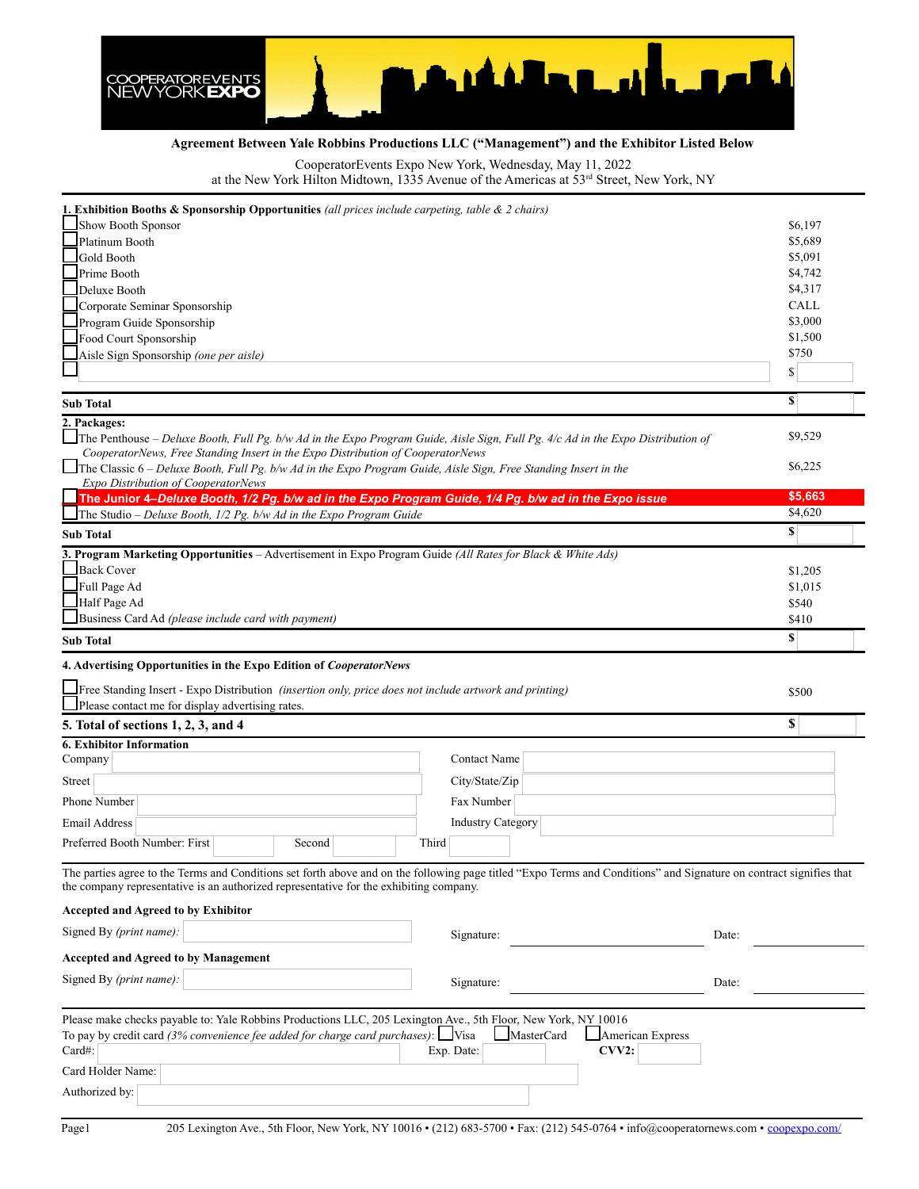COOPERATOREVENTS NEW YORK EXPO

**Agreement Between Yale Robbins Productions LLC ("Management") and the Exhibitor Listed Below**

CooperatorEvents Expo New York, Wednesday, May 11, 2022
at the New York Hilton Midtown, 1335 Avenue of the Americas at 53rd Street, New York, NY

**1. Exhibition Booths & Sponsorship Opportunities** *(all prices include carpeting, table & 2 chairs)*

| | Item | Price |
|---|---|---|
| ☐ | Show Booth Sponsor | $6,197 |
| ☐ | Platinum Booth | $5,689 |
| ☐ | Gold Booth | $5,091 |
| ☐ | Prime Booth | $4,742 |
| ☐ | Deluxe Booth | $4,317 |
| ☐ | Corporate Seminar Sponsorship | CALL |
| ☐ | Program Guide Sponsorship | $3,000 |
| ☐ | Food Court Sponsorship | $1,500 |
| ☐ | Aisle Sign Sponsorship *(one per aisle)* | $750 |
| ☐ | | $ |
| | **Sub Total** | **$** |

**2. Packages:**

| | Item | Price |
|---|---|---|
| ☐ | The Penthouse – *Deluxe Booth, Full Pg. b/w Ad in the Expo Program Guide, Aisle Sign, Full Pg. 4/c Ad in the Expo Distribution of CooperatorNews, Free Standing Insert in the Expo Distribution of CooperatorNews* | $9,529 |
| ☐ | The Classic 6 – *Deluxe Booth, Full Pg. b/w Ad in the Expo Program Guide, Aisle Sign, Free Standing Insert in the Expo Distribution of CooperatorNews* | $6,225 |
| ☐ | **The Junior 4–Deluxe Booth, 1/2 Pg. b/w ad in the Expo Program Guide, 1/4 Pg. b/w ad in the Expo issue** | **$5,663** |
| ☐ | The Studio – *Deluxe Booth, 1/2 Pg. b/w Ad in the Expo Program Guide* | $4,620 |
| | **Sub Total** | **$** |

**3. Program Marketing Opportunities** – Advertisement in Expo Program Guide *(All Rates for Black & White Ads)*

| | Item | Price |
|---|---|---|
| ☐ | Back Cover | $1,205 |
| ☐ | Full Page Ad | $1,015 |
| ☐ | Half Page Ad | $540 |
| ☐ | Business Card Ad *(please include card with payment)* | $410 |
| | **Sub Total** | **$** |

**4. Advertising Opportunities in the Expo Edition of *CooperatorNews***

| | Item | Price |
|---|---|---|
| ☐ | Free Standing Insert - Expo Distribution *(insertion only, price does not include artwork and printing)* | $500 |
| ☐ | Please contact me for display advertising rates. | |

**5. Total of sections 1, 2, 3, and 4** **$**

**6. Exhibitor Information**

| | | | |
|---|---|---|---|
| Company | | Contact Name | |
| Street | | City/State/Zip | |
| Phone Number | | Fax Number | |
| Email Address | | Industry Category | |

Preferred Booth Number: First ______ Second ______ Third ______

The parties agree to the Terms and Conditions set forth above and on the following page titled "Expo Terms and Conditions" and Signature on contract signifies that the company representative is an authorized representative for the exhibiting company.

**Accepted and Agreed to by Exhibitor**

Signed By *(print name)*: ______ Signature: ______ Date: ______

**Accepted and Agreed to by Management**

Signed By *(print name)*: ______ Signature: ______ Date: ______

Please make checks payable to: Yale Robbins Productions LLC, 205 Lexington Ave., 5th Floor, New York, NY 10016
To pay by credit card *(3% convenience fee added for charge card purchases)*: ☐ Visa ☐ MasterCard ☐ American Express
Card#: ______ Exp. Date: ______ **CVV2:** ______
Card Holder Name: ______
Authorized by: ______

205 Lexington Ave., 5th Floor, New York, NY 10016 • (212) 683-5700 • Fax: (212) 545-0764 • info@cooperatornews.com • coopexpo.com/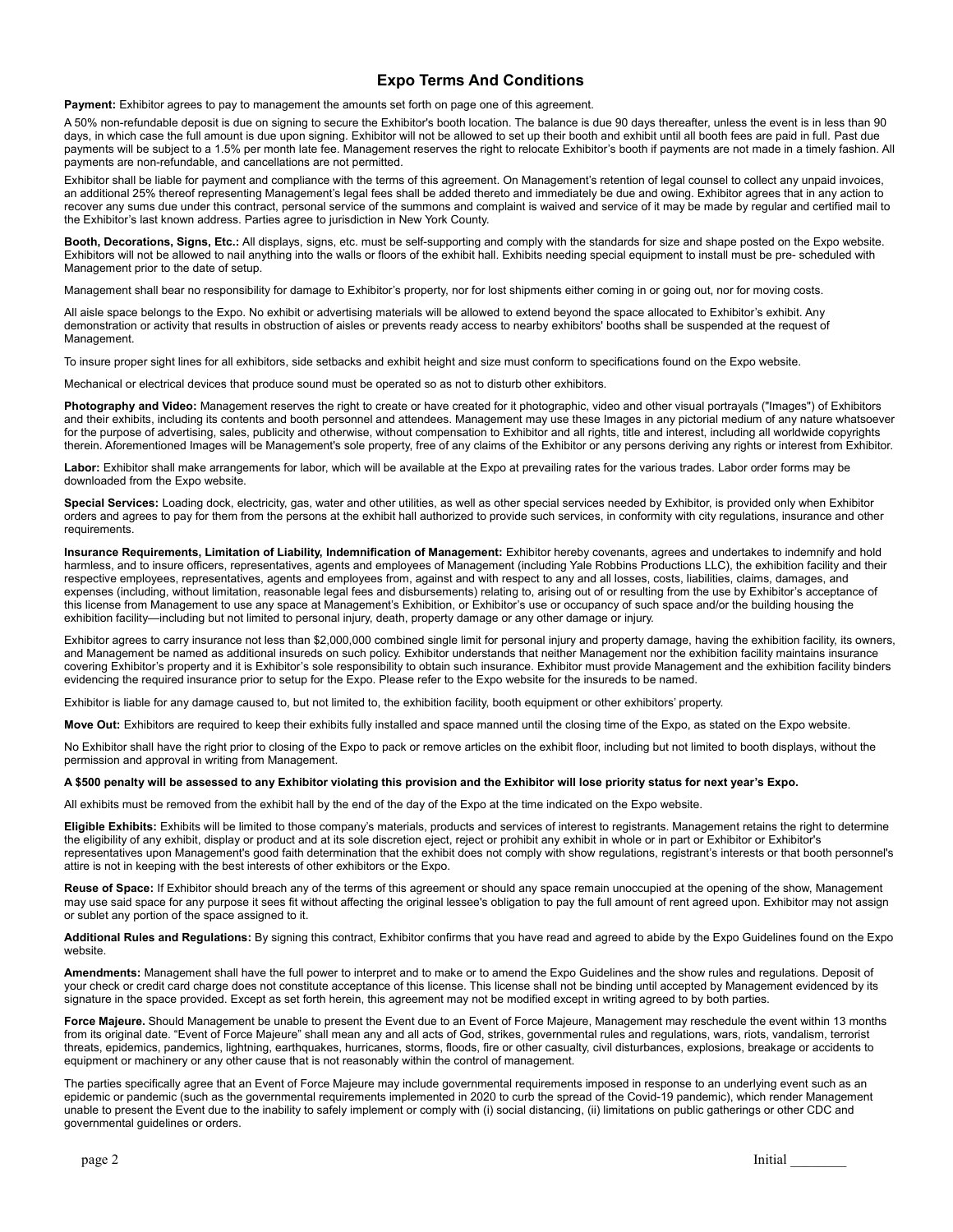## Expo Terms And Conditions

**Payment:** Exhibitor agrees to pay to management the amounts set forth on page one of this agreement.

A 50% non-refundable deposit is due on signing to secure the Exhibitor's booth location. The balance is due 90 days thereafter, unless the event is in less than 90 days, in which case the full amount is due upon signing. Exhibitor will not be allowed to set up their booth and exhibit until all booth fees are paid in full. Past due payments will be subject to a 1.5% per month late fee. Management reserves the right to relocate Exhibitor's booth if payments are not made in a timely fashion. All payments are non-refundable, and cancellations are not permitted.

Exhibitor shall be liable for payment and compliance with the terms of this agreement. On Management's retention of legal counsel to collect any unpaid invoices, an additional 25% thereof representing Management's legal fees shall be added thereto and immediately be due and owing. Exhibitor agrees that in any action to recover any sums due under this contract, personal service of the summons and complaint is waived and service of it may be made by regular and certified mail to the Exhibitor's last known address. Parties agree to jurisdiction in New York County.

**Booth, Decorations, Signs, Etc.:** All displays, signs, etc. must be self-supporting and comply with the standards for size and shape posted on the Expo website. Exhibitors will not be allowed to nail anything into the walls or floors of the exhibit hall. Exhibits needing special equipment to install must be pre- scheduled with Management prior to the date of setup.

Management shall bear no responsibility for damage to Exhibitor's property, nor for lost shipments either coming in or going out, nor for moving costs.

All aisle space belongs to the Expo. No exhibit or advertising materials will be allowed to extend beyond the space allocated to Exhibitor's exhibit. Any demonstration or activity that results in obstruction of aisles or prevents ready access to nearby exhibitors' booths shall be suspended at the request of Management.

To insure proper sight lines for all exhibitors, side setbacks and exhibit height and size must conform to specifications found on the Expo website.

Mechanical or electrical devices that produce sound must be operated so as not to disturb other exhibitors.

**Photography and Video:** Management reserves the right to create or have created for it photographic, video and other visual portrayals ("Images") of Exhibitors and their exhibits, including its contents and booth personnel and attendees. Management may use these Images in any pictorial medium of any nature whatsoever for the purpose of advertising, sales, publicity and otherwise, without compensation to Exhibitor and all rights, title and interest, including all worldwide copyrights therein. Aforementioned Images will be Management's sole property, free of any claims of the Exhibitor or any persons deriving any rights or interest from Exhibitor.

**Labor:** Exhibitor shall make arrangements for labor, which will be available at the Expo at prevailing rates for the various trades. Labor order forms may be downloaded from the Expo website.

**Special Services:** Loading dock, electricity, gas, water and other utilities, as well as other special services needed by Exhibitor, is provided only when Exhibitor orders and agrees to pay for them from the persons at the exhibit hall authorized to provide such services, in conformity with city regulations, insurance and other requirements.

**Insurance Requirements, Limitation of Liability, Indemnification of Management:** Exhibitor hereby covenants, agrees and undertakes to indemnify and hold harmless, and to insure officers, representatives, agents and employees of Management (including Yale Robbins Productions LLC), the exhibition facility and their respective employees, representatives, agents and employees from, against and with respect to any and all losses, costs, liabilities, claims, damages, and expenses (including, without limitation, reasonable legal fees and disbursements) relating to, arising out of or resulting from the use by Exhibitor's acceptance of this license from Management to use any space at Management's Exhibition, or Exhibitor's use or occupancy of such space and/or the building housing the exhibition facility—including but not limited to personal injury, death, property damage or any other damage or injury.

Exhibitor agrees to carry insurance not less than $2,000,000 combined single limit for personal injury and property damage, having the exhibition facility, its owners, and Management be named as additional insureds on such policy. Exhibitor understands that neither Management nor the exhibition facility maintains insurance covering Exhibitor's property and it is Exhibitor's sole responsibility to obtain such insurance. Exhibitor must provide Management and the exhibition facility binders evidencing the required insurance prior to setup for the Expo. Please refer to the Expo website for the insureds to be named.

Exhibitor is liable for any damage caused to, but not limited to, the exhibition facility, booth equipment or other exhibitors' property.

**Move Out:** Exhibitors are required to keep their exhibits fully installed and space manned until the closing time of the Expo, as stated on the Expo website.

No Exhibitor shall have the right prior to closing of the Expo to pack or remove articles on the exhibit floor, including but not limited to booth displays, without the permission and approval in writing from Management.

**A $500 penalty will be assessed to any Exhibitor violating this provision and the Exhibitor will lose priority status for next year's Expo.**

All exhibits must be removed from the exhibit hall by the end of the day of the Expo at the time indicated on the Expo website.

**Eligible Exhibits:** Exhibits will be limited to those company's materials, products and services of interest to registrants. Management retains the right to determine the eligibility of any exhibit, display or product and at its sole discretion eject, reject or prohibit any exhibit in whole or in part or Exhibitor or Exhibitor's representatives upon Management's good faith determination that the exhibit does not comply with show regulations, registrant's interests or that booth personnel's attire is not in keeping with the best interests of other exhibitors or the Expo.

**Reuse of Space:** If Exhibitor should breach any of the terms of this agreement or should any space remain unoccupied at the opening of the show, Management may use said space for any purpose it sees fit without affecting the original lessee's obligation to pay the full amount of rent agreed upon. Exhibitor may not assign or sublet any portion of the space assigned to it.

**Additional Rules and Regulations:** By signing this contract, Exhibitor confirms that you have read and agreed to abide by the Expo Guidelines found on the Expo website.

**Amendments:** Management shall have the full power to interpret and to make or to amend the Expo Guidelines and the show rules and regulations. Deposit of your check or credit card charge does not constitute acceptance of this license. This license shall not be binding until accepted by Management evidenced by its signature in the space provided. Except as set forth herein, this agreement may not be modified except in writing agreed to by both parties.

**Force Majeure.** Should Management be unable to present the Event due to an Event of Force Majeure, Management may reschedule the event within 13 months from its original date. "Event of Force Majeure" shall mean any and all acts of God, strikes, governmental rules and regulations, wars, riots, vandalism, terrorist threats, epidemics, pandemics, lightning, earthquakes, hurricanes, storms, floods, fire or other casualty, civil disturbances, explosions, breakage or accidents to equipment or machinery or any other cause that is not reasonably within the control of management.

The parties specifically agree that an Event of Force Majeure may include governmental requirements imposed in response to an underlying event such as an epidemic or pandemic (such as the governmental requirements implemented in 2020 to curb the spread of the Covid-19 pandemic), which render Management unable to present the Event due to the inability to safely implement or comply with (i) social distancing, (ii) limitations on public gatherings or other CDC and governmental guidelines or orders.

Initial ________